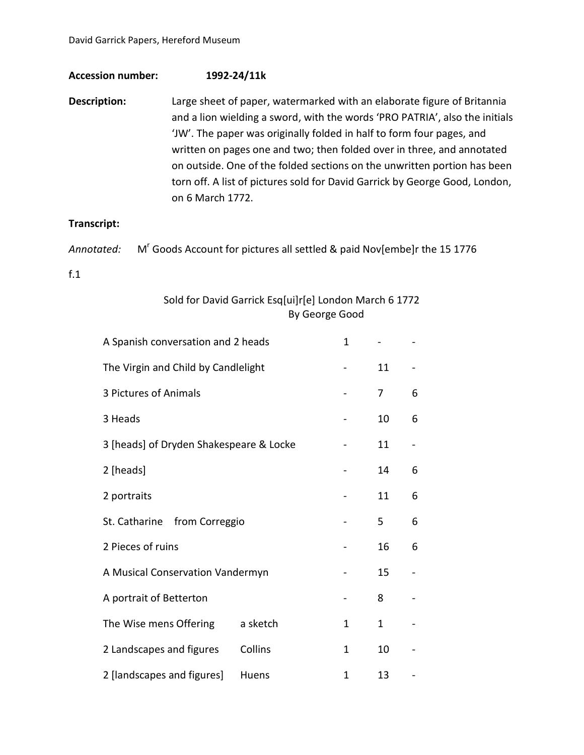**Accession number:** 1992-24/11k

**Description:** Large sheet of paper, watermarked with an elaborate figure of Britannia and a lion wielding a sword, with the words 'PRO PATRIA', also the initials 'JW'. The paper was originally folded in half to form four pages, and written on pages one and two; then folded over in three, and annotated on outside. One of the folded sections on the unwritten portion has been torn off. A list of pictures sold for David Garrick by George Good, London, on 6 March 1772.

**Transcript:**

*Annotated:* M[r] Goods Account for pictures all settled & paid Nov[embe]r the 15 1776

f.1

Sold for David Garrick Esq[ui]r[e] London March 6 1772
By George Good

| | | | | |
|---|---|---|---|---|
| A Spanish conversation and 2 heads | | 1 | - | - |
| The Virgin and Child by Candlelight | | - | 11 | - |
| 3 Pictures of Animals | | - | 7 | 6 |
| 3 Heads | | - | 10 | 6 |
| 3 [heads] of Dryden Shakespeare & Locke | | - | 11 | - |
| 2 [heads] | | - | 14 | 6 |
| 2 portraits | | - | 11 | 6 |
| St. Catharine from Correggio | | - | 5 | 6 |
| 2 Pieces of ruins | | - | 16 | 6 |
| A Musical Conservation Vandermyn | | - | 15 | - |
| A portrait of Betterton | | - | 8 | - |
| The Wise mens Offering | a sketch | 1 | 1 | - |
| 2 Landscapes and figures | Collins | 1 | 10 | - |
| 2 [landscapes and figures] | Huens | 1 | 13 | - |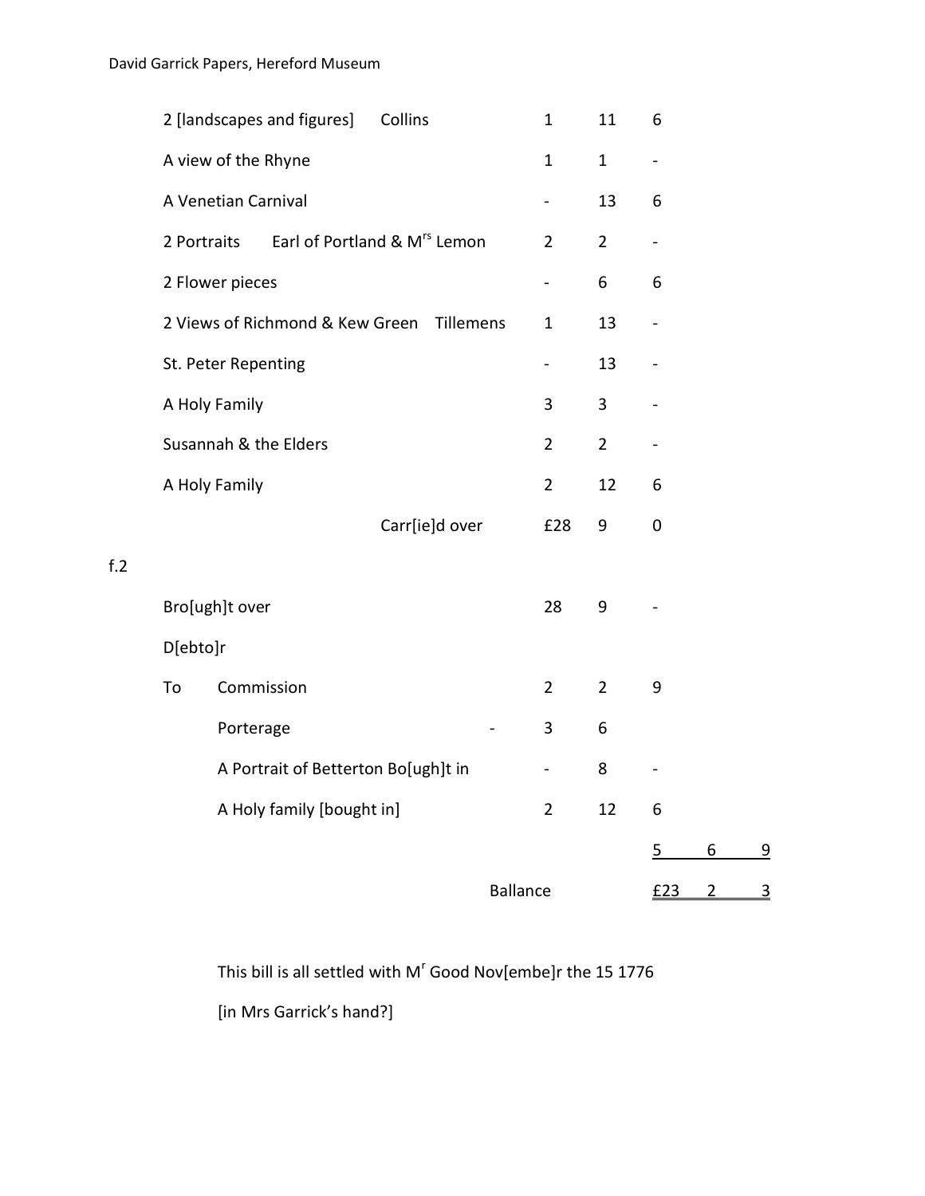| | | | | | | |
|---|---|---|---|---|---|---|
| 2 [landscapes and figures] Collins | | 1 | 11 | 6 | | |
| A view of the Rhyne | | 1 | 1 | - | | |
| A Venetian Carnival | | - | 13 | 6 | | |
| 2 Portraits Earl of Portland & M^rs Lemon | | 2 | 2 | - | | |
| 2 Flower pieces | | - | 6 | 6 | | |
| 2 Views of Richmond & Kew Green Tillemens | | 1 | 13 | - | | |
| St. Peter Repenting | | - | 13 | - | | |
| A Holy Family | | 3 | 3 | - | | |
| Susannah & the Elders | | 2 | 2 | - | | |
| A Holy Family | | 2 | 12 | 6 | | |
| Carr[ie]d over | | £28 | 9 | 0 | | |

f.2

| | | | | | | | |
|---|---|---|---|---|---|---|---|
| Bro[ugh]t over | | 28 | 9 | - | | | |
| D[ebto]r | | | | | | | |
| To | Commission | 2 | 2 | 9 | | | |
| | Porterage - | 3 | 6 | | | | |
| | A Portrait of Betterton Bo[ugh]t in | - | 8 | - | | | |
| | A Holy family [bought in] | 2 | 12 | 6 | | | |
| | | | | 5 | 6 | 9 | |
| | Ballance | | | £23 | 2 | 3 | |

This bill is all settled with M^r Good Nov[embe]r the 15 1776

[in Mrs Garrick's hand?]